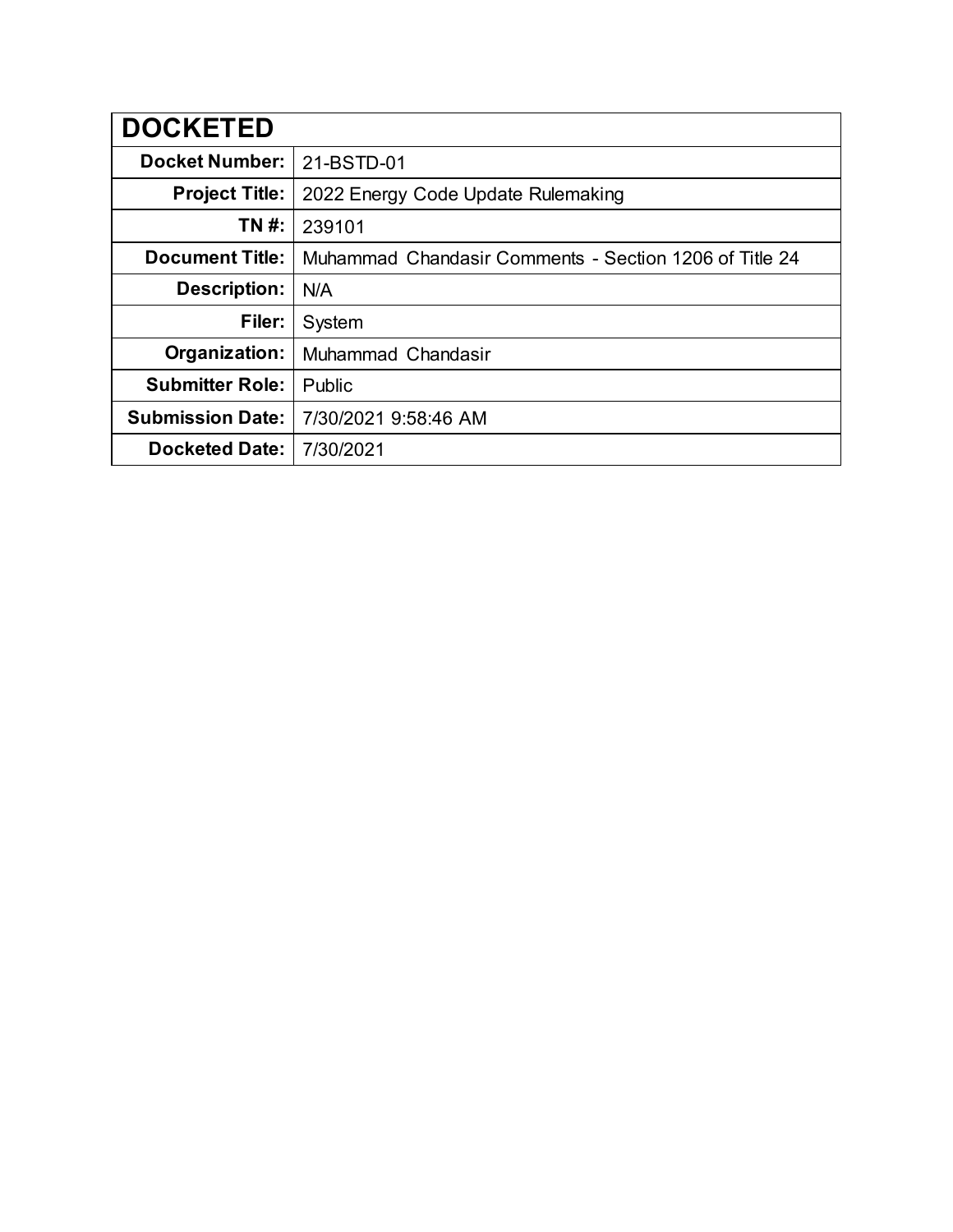| DOCKETED | |
|---|---|
| **Docket Number:** | 21-BSTD-01 |
| **Project Title:** | 2022 Energy Code Update Rulemaking |
| **TN #:** | 239101 |
| **Document Title:** | Muhammad Chandasir Comments - Section 1206 of Title 24 |
| **Description:** | N/A |
| **Filer:** | System |
| **Organization:** | Muhammad Chandasir |
| **Submitter Role:** | Public |
| **Submission Date:** | 7/30/2021 9:58:46 AM |
| **Docketed Date:** | 7/30/2021 |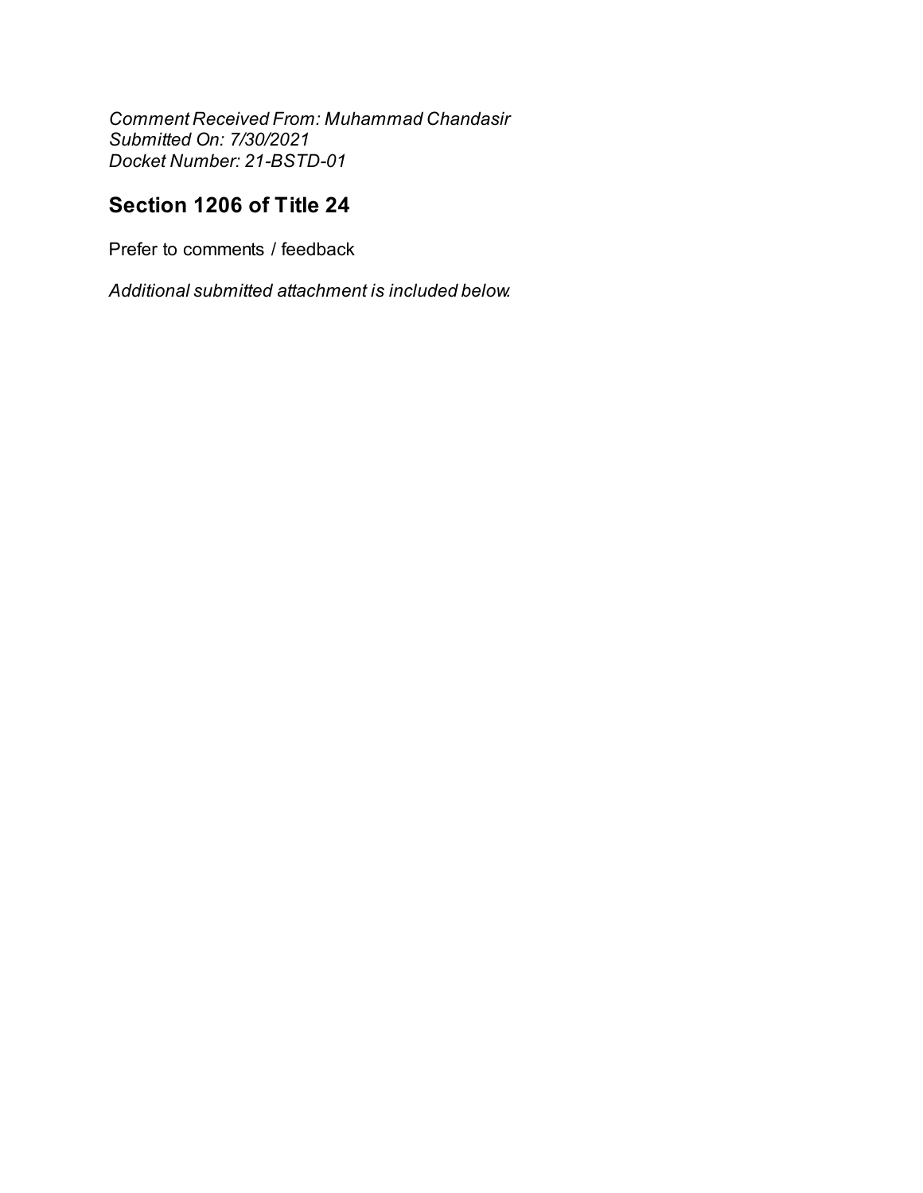*Comment Received From: Muhammad Chandasir*
*Submitted On: 7/30/2021*
*Docket Number: 21-BSTD-01*

## Section 1206 of Title 24

Prefer to comments / feedback

*Additional submitted attachment is included below.*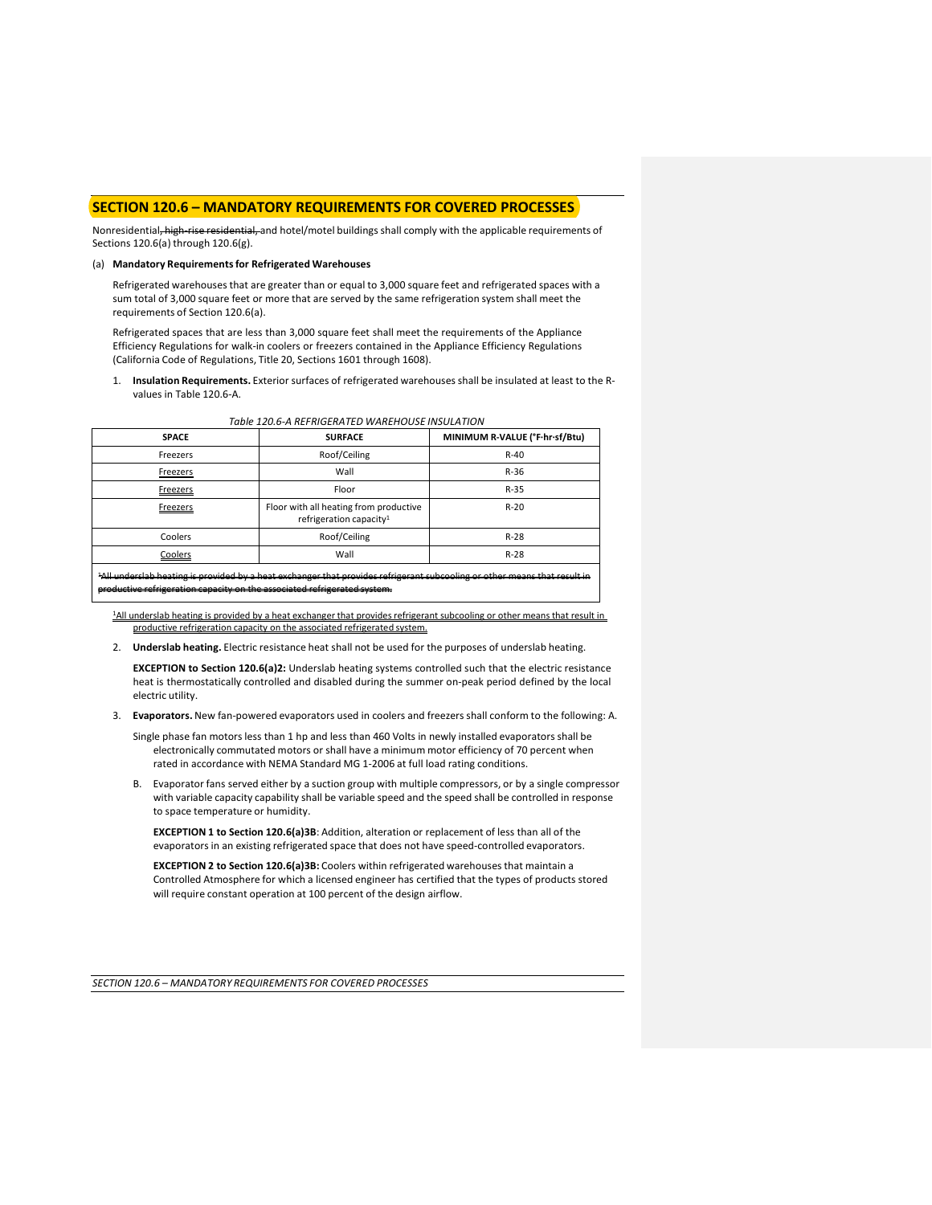## SECTION 120.6 – MANDATORY REQUIREMENTS FOR COVERED PROCESSES

Nonresidential, ~~high-rise residential,~~ and hotel/motel buildings shall comply with the applicable requirements of Sections 120.6(a) through 120.6(g).

(a) **Mandatory Requirements for Refrigerated Warehouses**

Refrigerated warehouses that are greater than or equal to 3,000 square feet and refrigerated spaces with a sum total of 3,000 square feet or more that are served by the same refrigeration system shall meet the requirements of Section 120.6(a).

Refrigerated spaces that are less than 3,000 square feet shall meet the requirements of the Appliance Efficiency Regulations for walk-in coolers or freezers contained in the Appliance Efficiency Regulations (California Code of Regulations, Title 20, Sections 1601 through 1608).

1. **Insulation Requirements.** Exterior surfaces of refrigerated warehouses shall be insulated at least to the R-values in Table 120.6-A.

*Table 120.6-A REFRIGERATED WAREHOUSE INSULATION*

| SPACE | SURFACE | MINIMUM R-VALUE (°F·hr·sf/Btu) |
|---|---|---|
| Freezers | Roof/Ceiling | R-40 |
| Freezers | Wall | R-36 |
| Freezers | Floor | R-35 |
| Freezers | Floor with all heating from productive refrigeration capacity[1] | R-20 |
| Coolers | Roof/Ceiling | R-28 |
| Coolers | Wall | R-28 |
| ~~[1]All underslab heating is provided by a heat exchanger that provides refrigerant subcooling or other means that result in productive refrigeration capacity on the associated refrigerated system.~~ | | |

[1]All underslab heating is provided by a heat exchanger that provides refrigerant subcooling or other means that result in productive refrigeration capacity on the associated refrigerated system.

2. **Underslab heating.** Electric resistance heat shall not be used for the purposes of underslab heating.

   **EXCEPTION to Section 120.6(a)2:** Underslab heating systems controlled such that the electric resistance heat is thermostatically controlled and disabled during the summer on-peak period defined by the local electric utility.

3. **Evaporators.** New fan-powered evaporators used in coolers and freezers shall conform to the following: A.

   Single phase fan motors less than 1 hp and less than 460 Volts in newly installed evaporators shall be electronically commutated motors or shall have a minimum motor efficiency of 70 percent when rated in accordance with NEMA Standard MG 1-2006 at full load rating conditions.

   B. Evaporator fans served either by a suction group with multiple compressors, or by a single compressor with variable capacity capability shall be variable speed and the speed shall be controlled in response to space temperature or humidity.

   **EXCEPTION 1 to Section 120.6(a)3B**: Addition, alteration or replacement of less than all of the evaporators in an existing refrigerated space that does not have speed-controlled evaporators.

   **EXCEPTION 2 to Section 120.6(a)3B:** Coolers within refrigerated warehouses that maintain a Controlled Atmosphere for which a licensed engineer has certified that the types of products stored will require constant operation at 100 percent of the design airflow.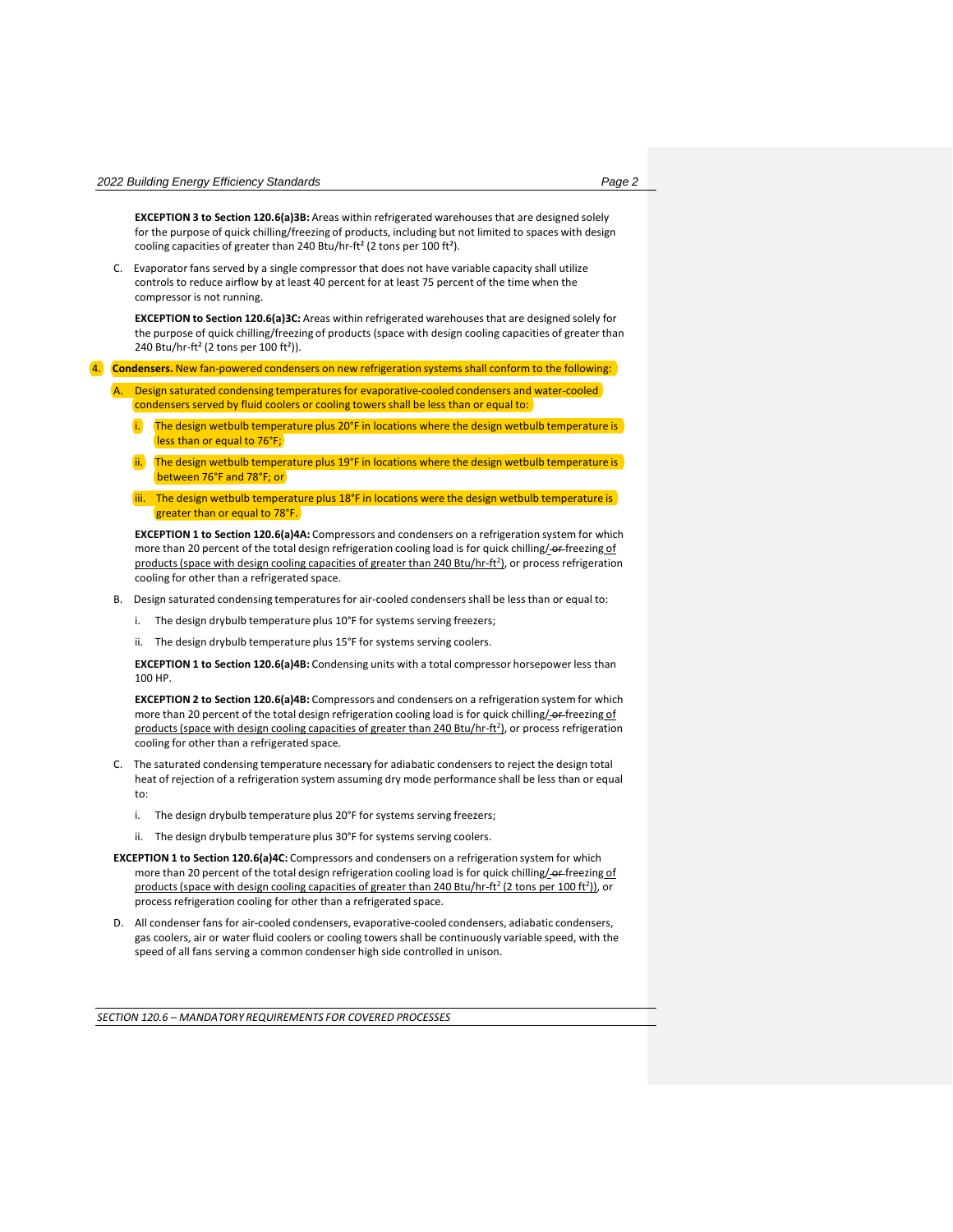**EXCEPTION 3 to Section 120.6(a)3B:** Areas within refrigerated warehouses that are designed solely for the purpose of quick chilling/freezing of products, including but not limited to spaces with design cooling capacities of greater than 240 Btu/hr-ft² (2 tons per 100 ft²).

C. Evaporator fans served by a single compressor that does not have variable capacity shall utilize controls to reduce airflow by at least 40 percent for at least 75 percent of the time when the compressor is not running.

**EXCEPTION to Section 120.6(a)3C:** Areas within refrigerated warehouses that are designed solely for the purpose of quick chilling/freezing of products (space with design cooling capacities of greater than 240 Btu/hr-ft² (2 tons per 100 ft²)).

4. **Condensers.** New fan-powered condensers on new refrigeration systems shall conform to the following:

A. Design saturated condensing temperatures for evaporative-cooled condensers and water-cooled condensers served by fluid coolers or cooling towers shall be less than or equal to:

i. The design wetbulb temperature plus 20°F in locations where the design wetbulb temperature is less than or equal to 76°F;

ii. The design wetbulb temperature plus 19°F in locations where the design wetbulb temperature is between 76°F and 78°F; or

iii. The design wetbulb temperature plus 18°F in locations were the design wetbulb temperature is greater than or equal to 78°F.

**EXCEPTION 1 to Section 120.6(a)4A:** Compressors and condensers on a refrigeration system for which more than 20 percent of the total design refrigeration cooling load is for quick chilling/ ~~or~~ freezing of products (space with design cooling capacities of greater than 240 Btu/hr-ft²), or process refrigeration cooling for other than a refrigerated space.

B. Design saturated condensing temperatures for air-cooled condensers shall be less than or equal to:

i. The design drybulb temperature plus 10°F for systems serving freezers;

ii. The design drybulb temperature plus 15°F for systems serving coolers.

**EXCEPTION 1 to Section 120.6(a)4B:** Condensing units with a total compressor horsepower less than 100 HP.

**EXCEPTION 2 to Section 120.6(a)4B:** Compressors and condensers on a refrigeration system for which more than 20 percent of the total design refrigeration cooling load is for quick chilling/ ~~or~~ freezing of products (space with design cooling capacities of greater than 240 Btu/hr-ft²), or process refrigeration cooling for other than a refrigerated space.

C. The saturated condensing temperature necessary for adiabatic condensers to reject the design total heat of rejection of a refrigeration system assuming dry mode performance shall be less than or equal to:

i. The design drybulb temperature plus 20°F for systems serving freezers;

ii. The design drybulb temperature plus 30°F for systems serving coolers.

**EXCEPTION 1 to Section 120.6(a)4C:** Compressors and condensers on a refrigeration system for which more than 20 percent of the total design refrigeration cooling load is for quick chilling/ ~~or~~ freezing of products (space with design cooling capacities of greater than 240 Btu/hr-ft² (2 tons per 100 ft²)), or process refrigeration cooling for other than a refrigerated space.

D. All condenser fans for air-cooled condensers, evaporative-cooled condensers, adiabatic condensers, gas coolers, air or water fluid coolers or cooling towers shall be continuously variable speed, with the speed of all fans serving a common condenser high side controlled in unison.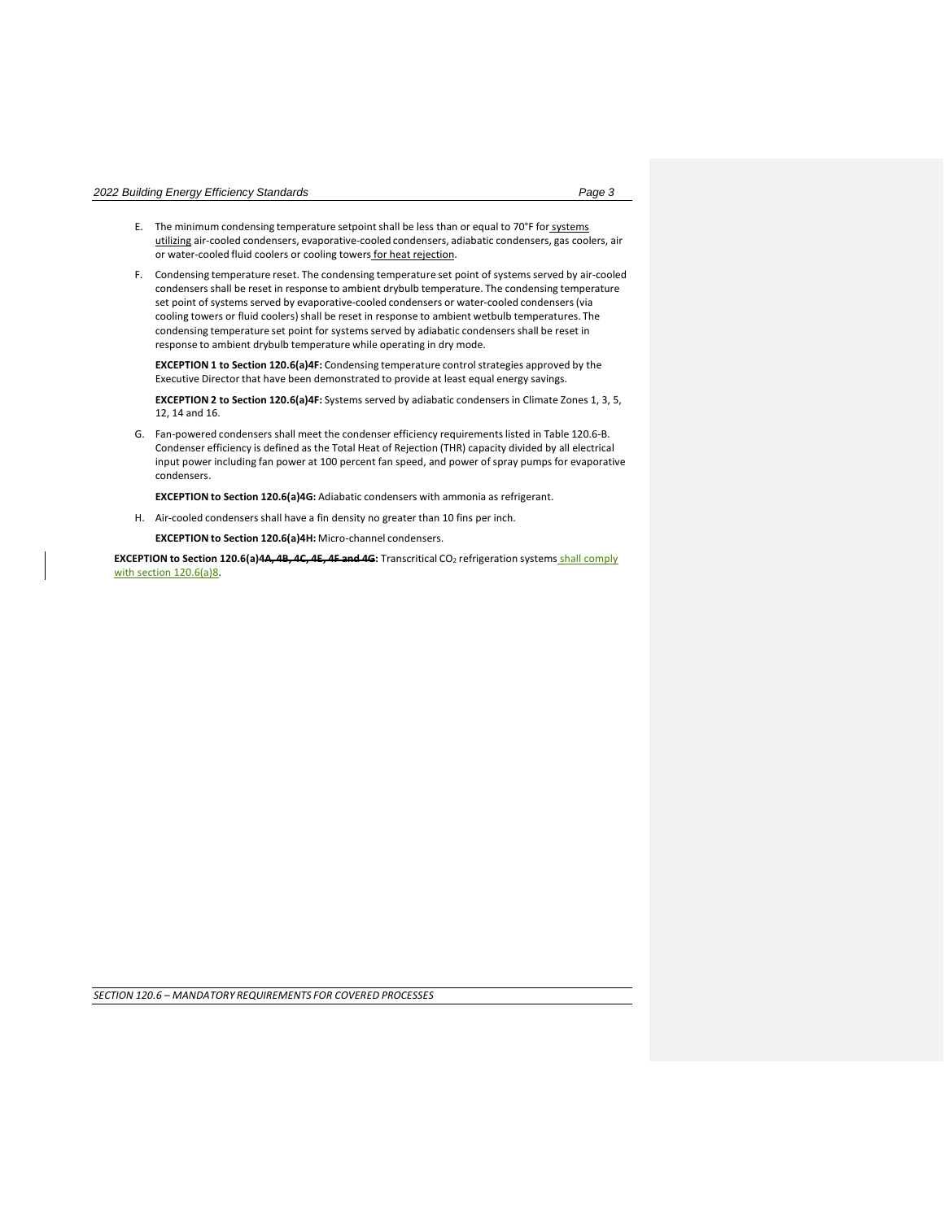E. The minimum condensing temperature setpoint shall be less than or equal to 70°F for systems utilizing air-cooled condensers, evaporative-cooled condensers, adiabatic condensers, gas coolers, air or water-cooled fluid coolers or cooling towers for heat rejection.

F. Condensing temperature reset. The condensing temperature set point of systems served by air-cooled condensers shall be reset in response to ambient drybulb temperature. The condensing temperature set point of systems served by evaporative-cooled condensers or water-cooled condensers (via cooling towers or fluid coolers) shall be reset in response to ambient wetbulb temperatures. The condensing temperature set point for systems served by adiabatic condensers shall be reset in response to ambient drybulb temperature while operating in dry mode.

   **EXCEPTION 1 to Section 120.6(a)4F:** Condensing temperature control strategies approved by the Executive Director that have been demonstrated to provide at least equal energy savings.

   **EXCEPTION 2 to Section 120.6(a)4F:** Systems served by adiabatic condensers in Climate Zones 1, 3, 5, 12, 14 and 16.

G. Fan-powered condensers shall meet the condenser efficiency requirements listed in Table 120.6-B. Condenser efficiency is defined as the Total Heat of Rejection (THR) capacity divided by all electrical input power including fan power at 100 percent fan speed, and power of spray pumps for evaporative condensers.

   **EXCEPTION to Section 120.6(a)4G:** Adiabatic condensers with ammonia as refrigerant.

H. Air-cooled condensers shall have a fin density no greater than 10 fins per inch.

   **EXCEPTION to Section 120.6(a)4H:** Micro-channel condensers.

**EXCEPTION to Section 120.6(a)~~4A, 4B, 4C, 4E, 4F and 4G~~:** Transcritical $CO_2$ refrigeration systems shall comply with section 120.6(a)8.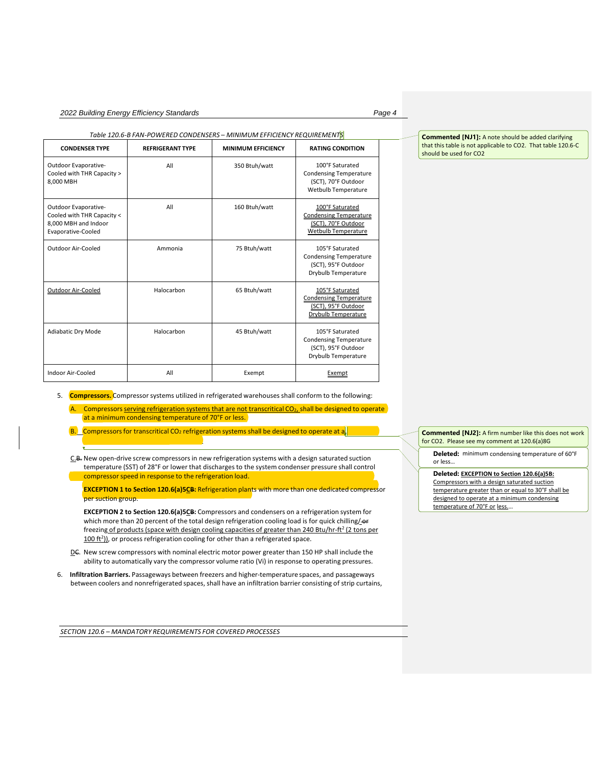*Table 120.6-B FAN-POWERED CONDENSERS – MINIMUM EFFICIENCY REQUIREMENTS*

| CONDENSER TYPE | REFRIGERANT TYPE | MINIMUM EFFICIENCY | RATING CONDITION |
|---|---|---|---|
| Outdoor Evaporative-Cooled with THR Capacity > 8,000 MBH | All | 350 Btuh/watt | 100°F Saturated Condensing Temperature (SCT), 70°F Outdoor Wetbulb Temperature |
| Outdoor Evaporative-Cooled with THR Capacity < 8,000 MBH and Indoor Evaporative-Cooled | All | 160 Btuh/watt | 100°F Saturated Condensing Temperature (SCT), 70°F Outdoor Wetbulb Temperature |
| Outdoor Air-Cooled | Ammonia | 75 Btuh/watt | 105°F Saturated Condensing Temperature (SCT), 95°F Outdoor Drybulb Temperature |
| Outdoor Air-Cooled | Halocarbon | 65 Btuh/watt | 105°F Saturated Condensing Temperature (SCT), 95°F Outdoor Drybulb Temperature |
| Adiabatic Dry Mode | Halocarbon | 45 Btuh/watt | 105°F Saturated Condensing Temperature (SCT), 95°F Outdoor Drybulb Temperature |
| Indoor Air-Cooled | All | Exempt | Exempt |

**Commented [NJ1]:** A note should be added clarifying that this table is not applicable to CO2. That table 120.6-C should be used for CO2

5. **Compressors.** Compressor systems utilized in refrigerated warehouses shall conform to the following:

   A. Compressors serving refrigeration systems that are not transcritical $CO_2$, shall be designed to operate at a minimum condensing temperature of 70°F or less.

   B. Compressors for transcritical $CO_2$ refrigeration systems shall be designed to operate at a

**Commented [NJ2]:** A firm number like this does not work for CO2. Please see my comment at 120.6(a)8G

**Deleted:** minimum condensing temperature of 60°F or less...

**Deleted:** EXCEPTION to Section 120.6(a)5B: Compressors with a design saturated suction temperature greater than or equal to 30°F shall be designed to operate at a minimum condensing temperature of 70°F or less....

   C.~~B.~~ New open-drive screw compressors in new refrigeration systems with a design saturated suction temperature (SST) of 28°F or lower that discharges to the system condenser pressure shall control compressor speed in response to the refrigeration load.

   **EXCEPTION 1 to Section 120.6(a)5C~~B~~:** Refrigeration plants with more than one dedicated compressor per suction group.

   **EXCEPTION 2 to Section 120.6(a)5C~~B~~:** Compressors and condensers on a refrigeration system for which more than 20 percent of the total design refrigeration cooling load is for quick chilling/~~or~~ freezing of products (space with design cooling capacities of greater than 240 Btu/hr-ft² (2 tons per 100 ft²)), or process refrigeration cooling for other than a refrigerated space.

   D~~C~~. New screw compressors with nominal electric motor power greater than 150 HP shall include the ability to automatically vary the compressor volume ratio (Vi) in response to operating pressures.

6. **Infiltration Barriers.** Passageways between freezers and higher-temperature spaces, and passageways between coolers and nonrefrigerated spaces, shall have an infiltration barrier consisting of strip curtains,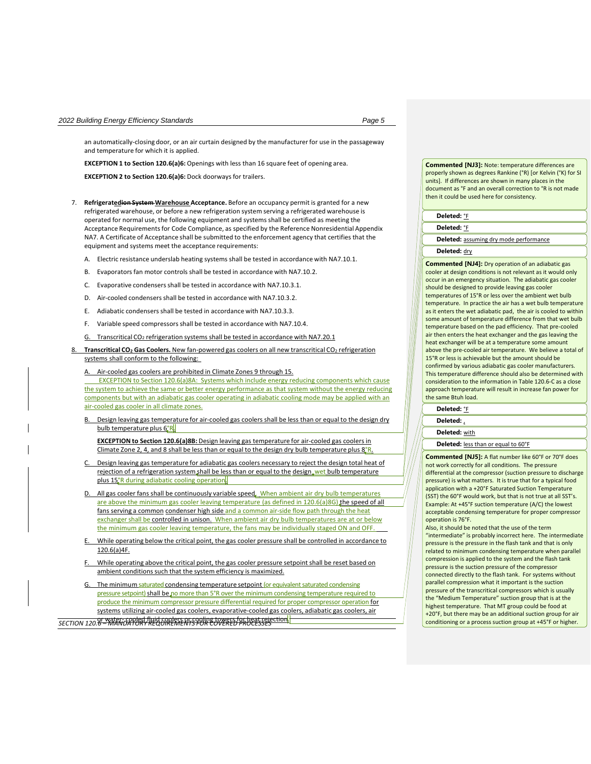an automatically-closing door, or an air curtain designed by the manufacturer for use in the passageway and temperature for which it is applied.

**EXCEPTION 1 to Section 120.6(a)6:** Openings with less than 16 square feet of opening area.

**EXCEPTION 2 to Section 120.6(a)6:** Dock doorways for trailers.

7. **Refrigeratedion System Warehouse Acceptance.** Before an occupancy permit is granted for a new refrigerated warehouse, or before a new refrigeration system serving a refrigerated warehouse is operated for normal use, the following equipment and systems shall be certified as meeting the Acceptance Requirements for Code Compliance, as specified by the Reference Nonresidential Appendix NA7. A Certificate of Acceptance shall be submitted to the enforcement agency that certifies that the equipment and systems meet the acceptance requirements:

   A. Electric resistance underslab heating systems shall be tested in accordance with NA7.10.1.

   B. Evaporators fan motor controls shall be tested in accordance with NA7.10.2.

   C. Evaporative condensers shall be tested in accordance with NA7.10.3.1.

   D. Air-cooled condensers shall be tested in accordance with NA7.10.3.2.

   E. Adiabatic condensers shall be tested in accordance with NA7.10.3.3.

   F. Variable speed compressors shall be tested in accordance with NA7.10.4.

   G. Transcritical $CO_2$ refrigeration systems shall be tested in accordance with NA7.20.1

8. **Transcritical $CO_2$ Gas Coolers.** New fan-powered gas coolers on all new transcritical $CO_2$ refrigeration systems shall conform to the following:

   A. Air-cooled gas coolers are prohibited in Climate Zones 9 through 15.

      EXCEPTION to Section 120.6(a)8A: Systems which include energy reducing components which cause the system to achieve the same or better energy performance as that system without the energy reducing components but with an adiabatic gas cooler operating in adiabatic cooling mode may be applied with an air-cooled gas cooler in all climate zones.

   B. Design leaving gas temperature for air-cooled gas coolers shall be less than or equal to the design dry bulb temperature plus 6°R.

      **EXCEPTION to Section 120.6(a)8B:** Design leaving gas temperature for air-cooled gas coolers in Climate Zone 2, 4, and 8 shall be less than or equal to the design dry bulb temperature plus 8°R.

   C. Design leaving gas temperature for adiabatic gas coolers necessary to reject the design total heat of rejection of a refrigeration system shall be less than or equal to the design wet bulb temperature plus 15°R during adiabatic cooling operation.

   D. All gas cooler fans shall be continuously variable speed. When ambient air dry bulb temperatures are above the minimum gas cooler leaving temperature (as defined in 120.6(a)8G) the speed of all fans serving a common condenser high side and a common air-side flow path through the heat exchanger shall be controlled in unison. When ambient air dry bulb temperatures are at or below the minimum gas cooler leaving temperature, the fans may be individually staged ON and OFF.

   E. While operating below the critical point, the gas cooler pressure shall be controlled in accordance to 120.6(a)4F.

   F. While operating above the critical point, the gas cooler pressure setpoint shall be reset based on ambient conditions such that the system efficiency is maximized.

   G. The minimum saturated condensing temperature setpoint (or equivalent saturated condensing pressure setpoint) shall be no more than 5°R over the minimum condensing temperature required to produce the minimum compressor pressure differential required for proper compressor operation for systems utilizing air-cooled gas coolers, evaporative-cooled gas coolers, adiabatic gas coolers, air or water- cooled fluid coolers or cooling towers for heat rejection.

**Commented [NJ3]:** Note: temperature differences are properly shown as degrees Rankine (°R) [or Kelvin (°K) for SI units]. If differences are shown in many places in the document as °F and an overall correction to °R is not made then it could be used here for consistency.

**Deleted:** °F

**Deleted:** °F

**Deleted:** assuming dry mode performance

**Deleted:** dry

**Commented [NJ4]:** Dry operation of an adiabatic gas cooler at design conditions is not relevant as it would only occur in an emergency situation. The adiabatic gas cooler should be designed to provide leaving gas cooler temperatures of 15°R or less over the ambient wet bulb temperature. In practice the air has a wet bulb temperature as it enters the wet adiabatic pad, the air is cooled to within some amount of temperature difference from that wet bulb temperature based on the pad efficiency. That pre-cooled air then enters the heat exchanger and the gas leaving the heat exchanger will be at a temperature some amount above the pre-cooled air temperature. We believe a total of 15°R or less is achievable but the amount should be confirmed by various adiabatic gas cooler manufacturers. This temperature difference should also be determined with consideration to the information in Table 120.6-C as a close approach temperature will result in increase fan power for the same Btuh load.

**Deleted:** °F

**Deleted:** ,

**Deleted:** with

**Deleted:** less than or equal to 60°F

**Commented [NJ5]:** A flat number like 60°F or 70°F does not work correctly for all conditions. The pressure differential at the compressor (suction pressure to discharge pressure) is what matters. It is true that for a typical food application with a +20°F Saturated Suction Temperature (SST) the 60°F would work, but that is not true at all SST's. Example: At +45°F suction temperature (A/C) the lowest acceptable condensing temperature for proper compressor operation is 76°F.
Also, it should be noted that the use of the term "intermediate" is probably incorrect here. The intermediate pressure is the pressure in the flash tank and that is only related to minimum condensing temperature when parallel compression is applied to the system and the flash tank pressure is the suction pressure of the compressor connected directly to the flash tank. For systems without parallel compression what it important is the suction pressure of the transcritical compressors which is usually the "Medium Temperature" suction group that is at the highest temperature. That MT group could be food at +20°F, but there may be an additional suction group for air conditioning or a process suction group at +45°F or higher.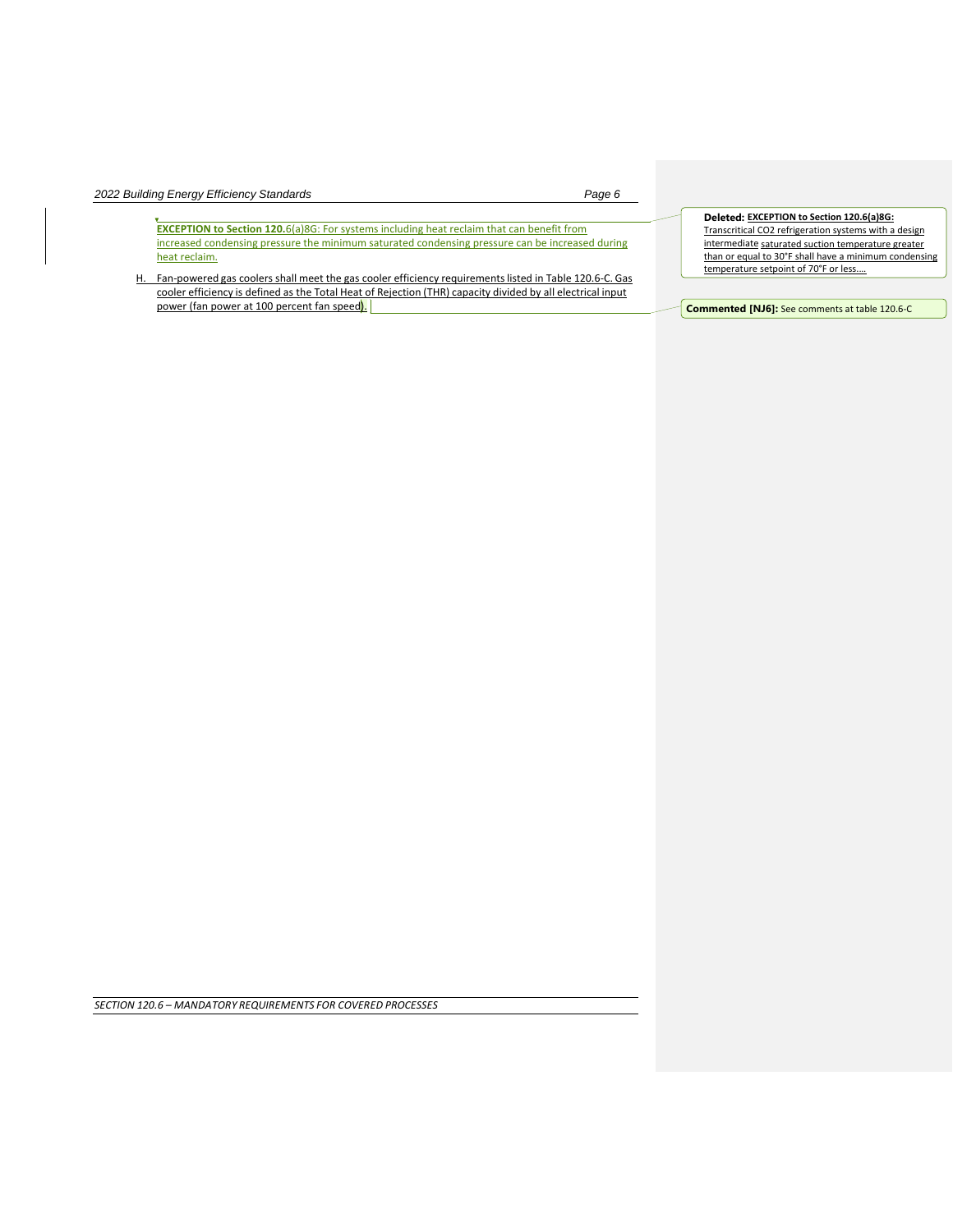**EXCEPTION to Section 120.**6(a)8G: For systems including heat reclaim that can benefit from increased condensing pressure the minimum saturated condensing pressure can be increased during heat reclaim.

H. Fan-powered gas coolers shall meet the gas cooler efficiency requirements listed in Table 120.6-C. Gas cooler efficiency is defined as the Total Heat of Rejection (THR) capacity divided by all electrical input power (fan power at 100 percent fan speed).

**Deleted: EXCEPTION to Section 120.6(a)8G:** Transcritical CO2 refrigeration systems with a design intermediate saturated suction temperature greater than or equal to 30°F shall have a minimum condensing temperature setpoint of 70°F or less.…

**Commented [NJ6]:** See comments at table 120.6-C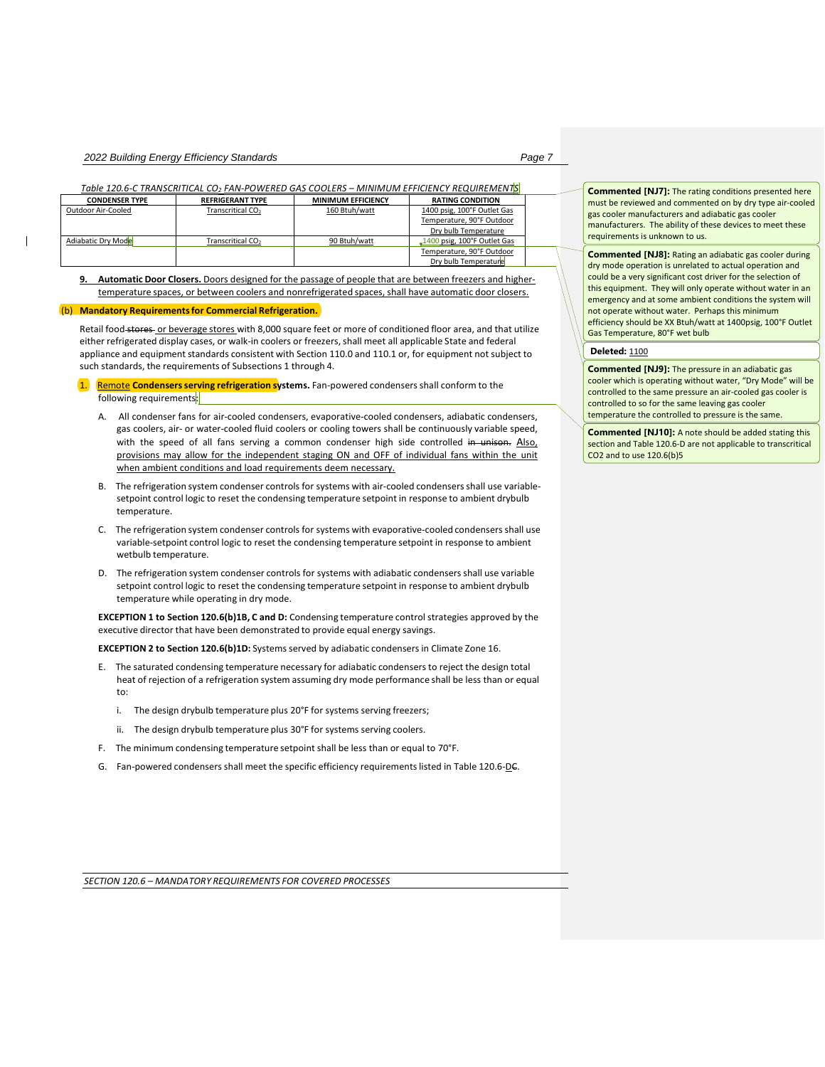*Table 120.6-C TRANSCRITICAL $CO_2$ FAN-POWERED GAS COOLERS – MINIMUM EFFICIENCY REQUIREMENTS*

| CONDENSER TYPE | REFRIGERANT TYPE | MINIMUM EFFICIENCY | RATING CONDITION |
|---|---|---|---|
| Outdoor Air-Cooled | Transcritical $CO_2$ | 160 Btuh/watt | 1400 psig, 100°F Outlet Gas Temperature, 90°F Outdoor Dry bulb Temperature |
| Adiabatic Dry Mode | Transcritical $CO_2$ | 90 Btuh/watt | 1400 psig, 100°F Outlet Gas Temperature, 90°F Outdoor Dry bulb Temperature |

**9. Automatic Door Closers.** Doors designed for the passage of people that are between freezers and higher-temperature spaces, or between coolers and nonrefrigerated spaces, shall have automatic door closers.

(b) **Mandatory Requirements for Commercial Refrigeration.**

Retail food ~~stores~~ or beverage stores with 8,000 square feet or more of conditioned floor area, and that utilize either refrigerated display cases, or walk-in coolers or freezers, shall meet all applicable State and federal appliance and equipment standards consistent with Section 110.0 and 110.1 or, for equipment not subject to such standards, the requirements of Subsections 1 through 4.

1. Remote **Condensers serving refrigeration systems.** Fan-powered condensers shall conform to the following requirements:

   A. All condenser fans for air-cooled condensers, evaporative-cooled condensers, adiabatic condensers, gas coolers, air- or water-cooled fluid coolers or cooling towers shall be continuously variable speed, with the speed of all fans serving a common condenser high side controlled ~~in unison.~~ Also, provisions may allow for the independent staging ON and OFF of individual fans within the unit when ambient conditions and load requirements deem necessary.

   B. The refrigeration system condenser controls for systems with air-cooled condensers shall use variable-setpoint control logic to reset the condensing temperature setpoint in response to ambient drybulb temperature.

   C. The refrigeration system condenser controls for systems with evaporative-cooled condensers shall use variable-setpoint control logic to reset the condensing temperature setpoint in response to ambient wetbulb temperature.

   D. The refrigeration system condenser controls for systems with adiabatic condensers shall use variable setpoint control logic to reset the condensing temperature setpoint in response to ambient drybulb temperature while operating in dry mode.

   **EXCEPTION 1 to Section 120.6(b)1B, C and D:** Condensing temperature control strategies approved by the executive director that have been demonstrated to provide equal energy savings.

   **EXCEPTION 2 to Section 120.6(b)1D:** Systems served by adiabatic condensers in Climate Zone 16.

   E. The saturated condensing temperature necessary for adiabatic condensers to reject the design total heat of rejection of a refrigeration system assuming dry mode performance shall be less than or equal to:

      i. The design drybulb temperature plus 20°F for systems serving freezers;

      ii. The design drybulb temperature plus 30°F for systems serving coolers.

   F. The minimum condensing temperature setpoint shall be less than or equal to 70°F.

   G. Fan-powered condensers shall meet the specific efficiency requirements listed in Table 120.6-D~~C~~.

**Commented [NJ7]:** The rating conditions presented here must be reviewed and commented on by dry type air-cooled gas cooler manufacturers and adiabatic gas cooler manufacturers. The ability of these devices to meet these requirements is unknown to us.

**Commented [NJ8]:** Rating an adiabatic gas cooler during dry mode operation is unrelated to actual operation and could be a very significant cost driver for the selection of this equipment. They will only operate without water in an emergency and at some ambient conditions the system will not operate without water. Perhaps this minimum efficiency should be XX Btuh/watt at 1400psig, 100°F Outlet Gas Temperature, 80°F wet bulb

**Deleted:** 1100

**Commented [NJ9]:** The pressure in an adiabatic gas cooler which is operating without water, "Dry Mode" will be controlled to the same pressure an air-cooled gas cooler is controlled to so for the same leaving gas cooler temperature the controlled to pressure is the same.

**Commented [NJ10]:** A note should be added stating this section and Table 120.6-D are not applicable to transcritical CO2 and to use 120.6(b)5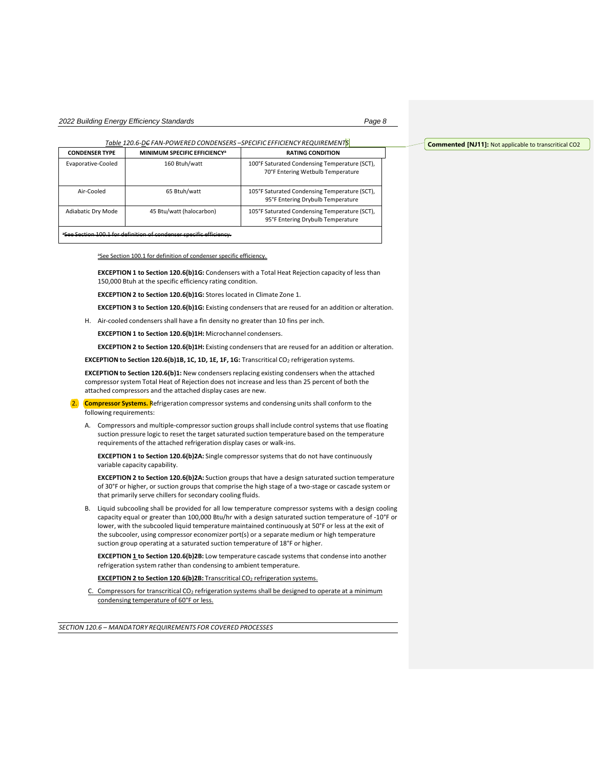*Table 120.6-DC FAN-POWERED CONDENSERS –SPECIFIC EFFICIENCY REQUIREMENTS*

| CONDENSER TYPE | MINIMUM SPECIFIC EFFICIENCY[a] | RATING CONDITION |
|---|---|---|
| Evaporative-Cooled | 160 Btuh/watt | 100°F Saturated Condensing Temperature (SCT), 70°F Entering Wetbulb Temperature |
| Air-Cooled | 65 Btuh/watt | 105°F Saturated Condensing Temperature (SCT), 95°F Entering Drybulb Temperature |
| Adiabatic Dry Mode | 45 Btu/watt (halocarbon) | 105°F Saturated Condensing Temperature (SCT), 95°F Entering Drybulb Temperature |
| ~~[a]See Section 100.1 for definition of condenser specific efficiency.~~ | | |

[a]See Section 100.1 for definition of condenser specific efficiency.

**EXCEPTION 1 to Section 120.6(b)1G:** Condensers with a Total Heat Rejection capacity of less than 150,000 Btuh at the specific efficiency rating condition.

**EXCEPTION 2 to Section 120.6(b)1G:** Stores located in Climate Zone 1.

**EXCEPTION 3 to Section 120.6(b)1G:** Existing condensers that are reused for an addition or alteration.

H. Air-cooled condensers shall have a fin density no greater than 10 fins per inch.

**EXCEPTION 1 to Section 120.6(b)1H:** Microchannel condensers.

**EXCEPTION 2 to Section 120.6(b)1H:** Existing condensers that are reused for an addition or alteration.

**EXCEPTION to Section 120.6(b)1B, 1C, 1D, 1E, 1F, 1G:** Transcritical $CO_2$ refrigeration systems.

**EXCEPTION to Section 120.6(b)1:** New condensers replacing existing condensers when the attached compressor system Total Heat of Rejection does not increase and less than 25 percent of both the attached compressors and the attached display cases are new.

2. **Compressor Systems.** Refrigeration compressor systems and condensing units shall conform to the following requirements:

A. Compressors and multiple-compressor suction groups shall include control systems that use floating suction pressure logic to reset the target saturated suction temperature based on the temperature requirements of the attached refrigeration display cases or walk-ins.

**EXCEPTION 1 to Section 120.6(b)2A:** Single compressor systems that do not have continuously variable capacity capability.

**EXCEPTION 2 to Section 120.6(b)2A:** Suction groups that have a design saturated suction temperature of 30°F or higher, or suction groups that comprise the high stage of a two-stage or cascade system or that primarily serve chillers for secondary cooling fluids.

B. Liquid subcooling shall be provided for all low temperature compressor systems with a design cooling capacity equal or greater than 100,000 Btu/hr with a design saturated suction temperature of -10°F or lower, with the subcooled liquid temperature maintained continuously at 50°F or less at the exit of the subcooler, using compressor economizer port(s) or a separate medium or high temperature suction group operating at a saturated suction temperature of 18°F or higher.

**EXCEPTION 1 to Section 120.6(b)2B:** Low temperature cascade systems that condense into another refrigeration system rather than condensing to ambient temperature.

**EXCEPTION 2 to Section 120.6(b)2B:** Transcritical $CO_2$ refrigeration systems.

C. Compressors for transcritical $CO_2$ refrigeration systems shall be designed to operate at a minimum condensing temperature of 60°F or less.

**Commented [NJ11]:** Not applicable to transcritical CO2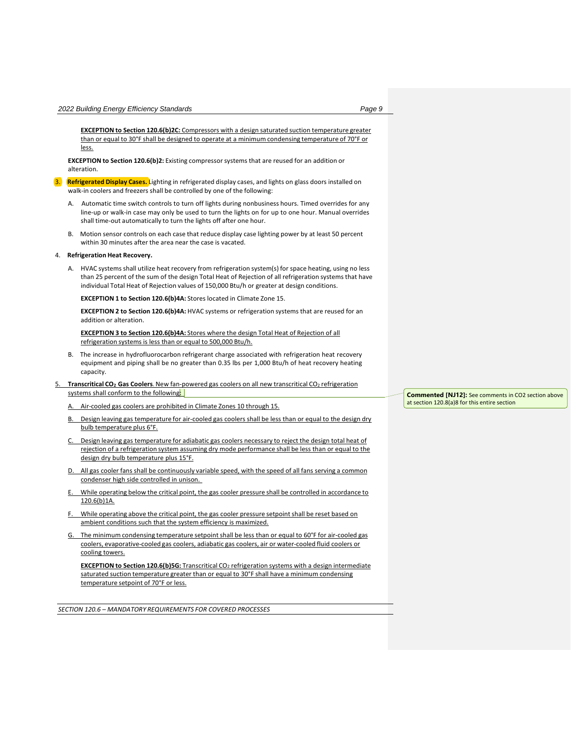**EXCEPTION to Section 120.6(b)2C:** Compressors with a design saturated suction temperature greater than or equal to 30°F shall be designed to operate at a minimum condensing temperature of 70°F or less.

**EXCEPTION to Section 120.6(b)2:** Existing compressor systems that are reused for an addition or alteration.

3. **Refrigerated Display Cases.** Lighting in refrigerated display cases, and lights on glass doors installed on walk-in coolers and freezers shall be controlled by one of the following:

   A. Automatic time switch controls to turn off lights during nonbusiness hours. Timed overrides for any line-up or walk-in case may only be used to turn the lights on for up to one hour. Manual overrides shall time-out automatically to turn the lights off after one hour.

   B. Motion sensor controls on each case that reduce display case lighting power by at least 50 percent within 30 minutes after the area near the case is vacated.

4. **Refrigeration Heat Recovery.**

   A. HVAC systems shall utilize heat recovery from refrigeration system(s) for space heating, using no less than 25 percent of the sum of the design Total Heat of Rejection of all refrigeration systems that have individual Total Heat of Rejection values of 150,000 Btu/h or greater at design conditions.

      **EXCEPTION 1 to Section 120.6(b)4A:** Stores located in Climate Zone 15.

      **EXCEPTION 2 to Section 120.6(b)4A:** HVAC systems or refrigeration systems that are reused for an addition or alteration.

      **EXCEPTION 3 to Section 120.6(b)4A:** Stores where the design Total Heat of Rejection of all refrigeration systems is less than or equal to 500,000 Btu/h.

   B. The increase in hydrofluorocarbon refrigerant charge associated with refrigeration heat recovery equipment and piping shall be no greater than 0.35 lbs per 1,000 Btu/h of heat recovery heating capacity.

5. **Transcritical $CO_2$ Gas Coolers**. New fan-powered gas coolers on all new transcritical $CO_2$ refrigeration systems shall conform to the following:

   A. Air-cooled gas coolers are prohibited in Climate Zones 10 through 15.

   B. Design leaving gas temperature for air-cooled gas coolers shall be less than or equal to the design dry bulb temperature plus 6°F.

   C. Design leaving gas temperature for adiabatic gas coolers necessary to reject the design total heat of rejection of a refrigeration system assuming dry mode performance shall be less than or equal to the design dry bulb temperature plus 15°F.

   D. All gas cooler fans shall be continuously variable speed, with the speed of all fans serving a common condenser high side controlled in unison.

   E. While operating below the critical point, the gas cooler pressure shall be controlled in accordance to 120.6(b)1A.

   F. While operating above the critical point, the gas cooler pressure setpoint shall be reset based on ambient conditions such that the system efficiency is maximized.

   G. The minimum condensing temperature setpoint shall be less than or equal to 60°F for air-cooled gas coolers, evaporative-cooled gas coolers, adiabatic gas coolers, air or water-cooled fluid coolers or cooling towers.

      **EXCEPTION to Section 120.6(b)5G:** Transcritical $CO_2$ refrigeration systems with a design intermediate saturated suction temperature greater than or equal to 30°F shall have a minimum condensing temperature setpoint of 70°F or less.

**Commented [NJ12]:** See comments in CO2 section above at section 120.8(a)8 for this entire section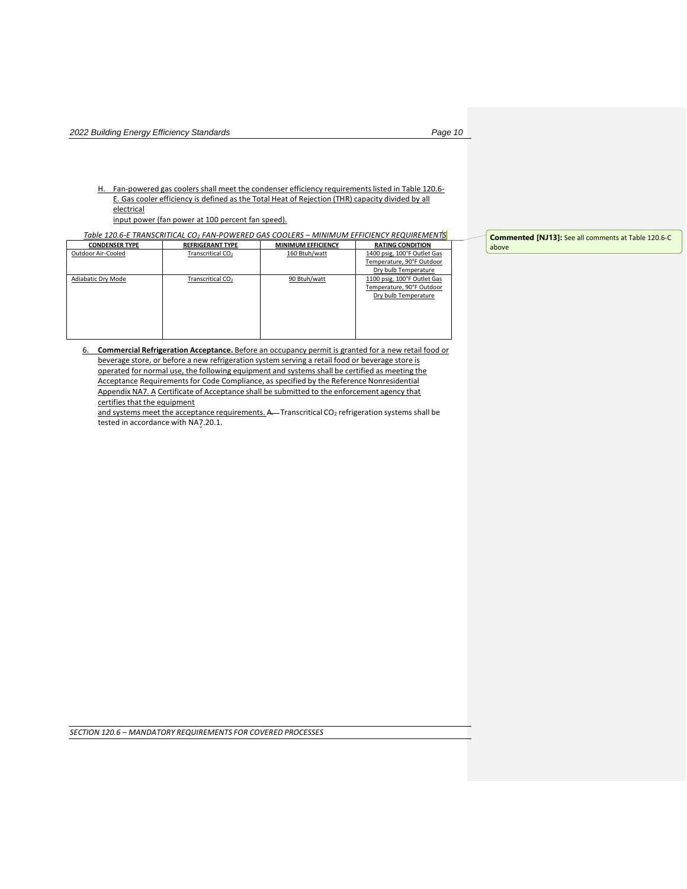H. Fan-powered gas coolers shall meet the condenser efficiency requirements listed in Table 120.6-E. Gas cooler efficiency is defined as the Total Heat of Rejection (THR) capacity divided by all electrical input power (fan power at 100 percent fan speed).

*Table 120.6-E TRANSCRITICAL $CO_2$ FAN-POWERED GAS COOLERS – MINIMUM EFFICIENCY REQUIREMENTS*

| CONDENSER TYPE | REFRIGERANT TYPE | MINIMUM EFFICIENCY | RATING CONDITION |
|---|---|---|---|
| Outdoor Air-Cooled | Transcritical $CO_2$ | 160 Btuh/watt | 1400 psig, 100°F Outlet Gas Temperature, 90°F Outdoor Dry bulb Temperature |
| Adiabatic Dry Mode | Transcritical $CO_2$ | 90 Btuh/watt | 1100 psig, 100°F Outlet Gas Temperature, 90°F Outdoor Dry bulb Temperature |

Commented [NJ13]: See all comments at Table 120.6-C above

6. **Commercial Refrigeration Acceptance.** Before an occupancy permit is granted for a new retail food or beverage store, or before a new refrigeration system serving a retail food or beverage store is operated for normal use, the following equipment and systems shall be certified as meeting the Acceptance Requirements for Code Compliance, as specified by the Reference Nonresidential Appendix NA7. A Certificate of Acceptance shall be submitted to the enforcement agency that certifies that the equipment and systems meet the acceptance requirements. ~~A.~~ Transcritical $CO_2$ refrigeration systems shall be tested in accordance with NA7.20.1.